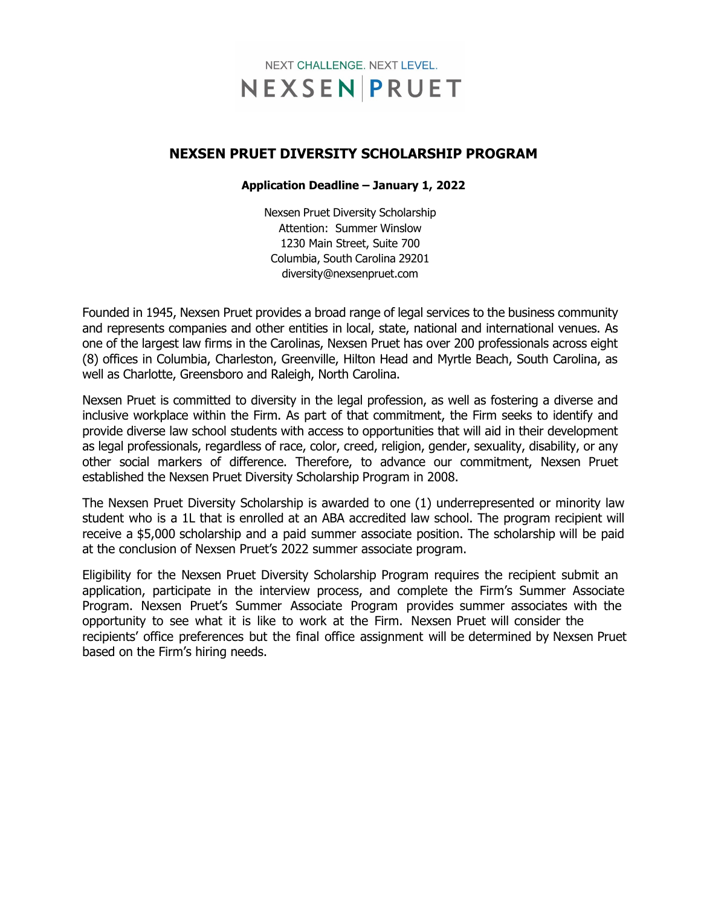NEXT CHALLENGE. NEXT LEVEL.

NEXSEN | PRUET

# NEXSEN PRUET DIVERSITY SCHOLARSHIP PROGRAM

**Application Deadline – January 1, 2022**

Nexsen Pruet Diversity Scholarship
Attention: Summer Winslow
1230 Main Street, Suite 700
Columbia, South Carolina 29201
diversity@nexsenpruet.com

Founded in 1945, Nexsen Pruet provides a broad range of legal services to the business community and represents companies and other entities in local, state, national and international venues. As one of the largest law firms in the Carolinas, Nexsen Pruet has over 200 professionals across eight (8) offices in Columbia, Charleston, Greenville, Hilton Head and Myrtle Beach, South Carolina, as well as Charlotte, Greensboro and Raleigh, North Carolina.

Nexsen Pruet is committed to diversity in the legal profession, as well as fostering a diverse and inclusive workplace within the Firm. As part of that commitment, the Firm seeks to identify and provide diverse law school students with access to opportunities that will aid in their development as legal professionals, regardless of race, color, creed, religion, gender, sexuality, disability, or any other social markers of difference. Therefore, to advance our commitment, Nexsen Pruet established the Nexsen Pruet Diversity Scholarship Program in 2008.

The Nexsen Pruet Diversity Scholarship is awarded to one (1) underrepresented or minority law student who is a 1L that is enrolled at an ABA accredited law school. The program recipient will receive a $5,000 scholarship and a paid summer associate position. The scholarship will be paid at the conclusion of Nexsen Pruet's 2022 summer associate program.

Eligibility for the Nexsen Pruet Diversity Scholarship Program requires the recipient submit an application, participate in the interview process, and complete the Firm's Summer Associate Program. Nexsen Pruet's Summer Associate Program provides summer associates with the opportunity to see what it is like to work at the Firm. Nexsen Pruet will consider the recipients' office preferences but the final office assignment will be determined by Nexsen Pruet based on the Firm's hiring needs.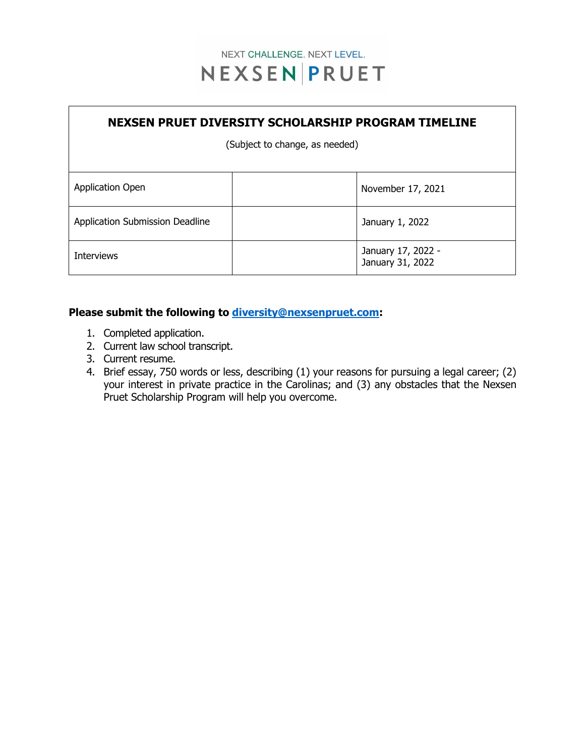NEXT CHALLENGE. NEXT LEVEL.

NEXSEN | PRUET

| NEXSEN PRUET DIVERSITY SCHOLARSHIP PROGRAM TIMELINE (Subject to change, as needed) | | |
|---|---|---|
| Application Open | | November 17, 2021 |
| Application Submission Deadline | | January 1, 2022 |
| Interviews | | January 17, 2022 - January 31, 2022 |

**Please submit the following to [diversity@nexsenpruet.com](mailto:diversity@nexsenpruet.com):**

1. Completed application.
2. Current law school transcript.
3. Current resume.
4. Brief essay, 750 words or less, describing (1) your reasons for pursuing a legal career; (2) your interest in private practice in the Carolinas; and (3) any obstacles that the Nexsen Pruet Scholarship Program will help you overcome.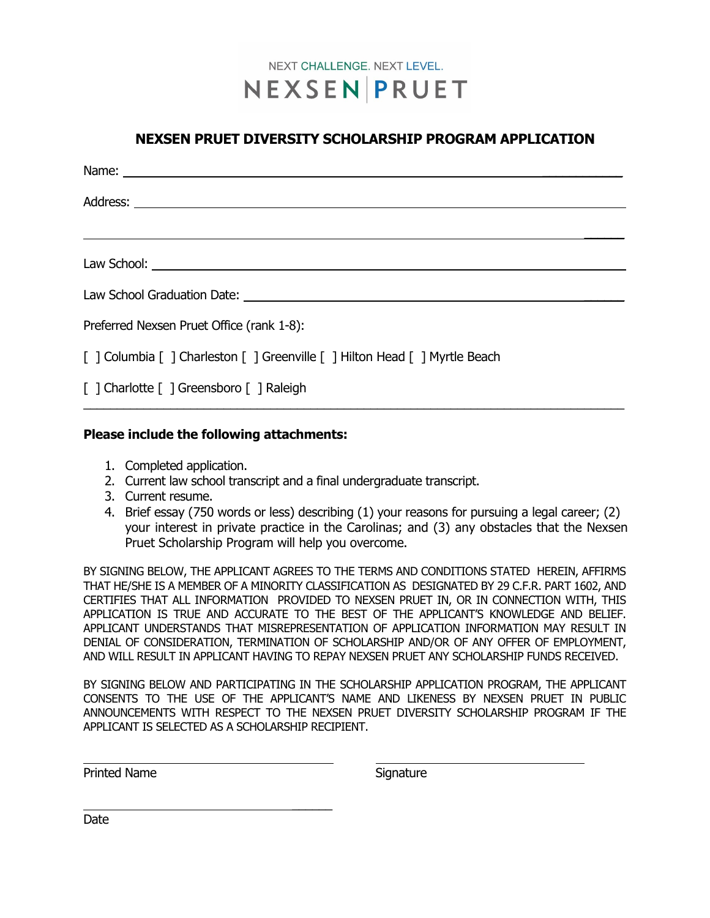NEXT CHALLENGE. NEXT LEVEL.

NEXSEN | PRUET

## NEXSEN PRUET DIVERSITY SCHOLARSHIP PROGRAM APPLICATION

Name: ____________________________________________

Address: ____________________________________________

____________________________________________

Law School: ____________________________________________

Law School Graduation Date: ____________________________________________

Preferred Nexsen Pruet Office (rank 1-8):

[ ] Columbia [ ] Charleston [ ] Greenville [ ] Hilton Head [ ] Myrtle Beach

[ ] Charlotte [ ] Greensboro [ ] Raleigh

---

**Please include the following attachments:**

1. Completed application.
2. Current law school transcript and a final undergraduate transcript.
3. Current resume.
4. Brief essay (750 words or less) describing (1) your reasons for pursuing a legal career; (2) your interest in private practice in the Carolinas; and (3) any obstacles that the Nexsen Pruet Scholarship Program will help you overcome.

BY SIGNING BELOW, THE APPLICANT AGREES TO THE TERMS AND CONDITIONS STATED HEREIN, AFFIRMS THAT HE/SHE IS A MEMBER OF A MINORITY CLASSIFICATION AS DESIGNATED BY 29 C.F.R. PART 1602, AND CERTIFIES THAT ALL INFORMATION PROVIDED TO NEXSEN PRUET IN, OR IN CONNECTION WITH, THIS APPLICATION IS TRUE AND ACCURATE TO THE BEST OF THE APPLICANT'S KNOWLEDGE AND BELIEF. APPLICANT UNDERSTANDS THAT MISREPRESENTATION OF APPLICATION INFORMATION MAY RESULT IN DENIAL OF CONSIDERATION, TERMINATION OF SCHOLARSHIP AND/OR OF ANY OFFER OF EMPLOYMENT, AND WILL RESULT IN APPLICANT HAVING TO REPAY NEXSEN PRUET ANY SCHOLARSHIP FUNDS RECEIVED.

BY SIGNING BELOW AND PARTICIPATING IN THE SCHOLARSHIP APPLICATION PROGRAM, THE APPLICANT CONSENTS TO THE USE OF THE APPLICANT'S NAME AND LIKENESS BY NEXSEN PRUET IN PUBLIC ANNOUNCEMENTS WITH RESPECT TO THE NEXSEN PRUET DIVERSITY SCHOLARSHIP PROGRAM IF THE APPLICANT IS SELECTED AS A SCHOLARSHIP RECIPIENT.

____________________________ ____________________________

Printed Name Signature

____________________________

Date